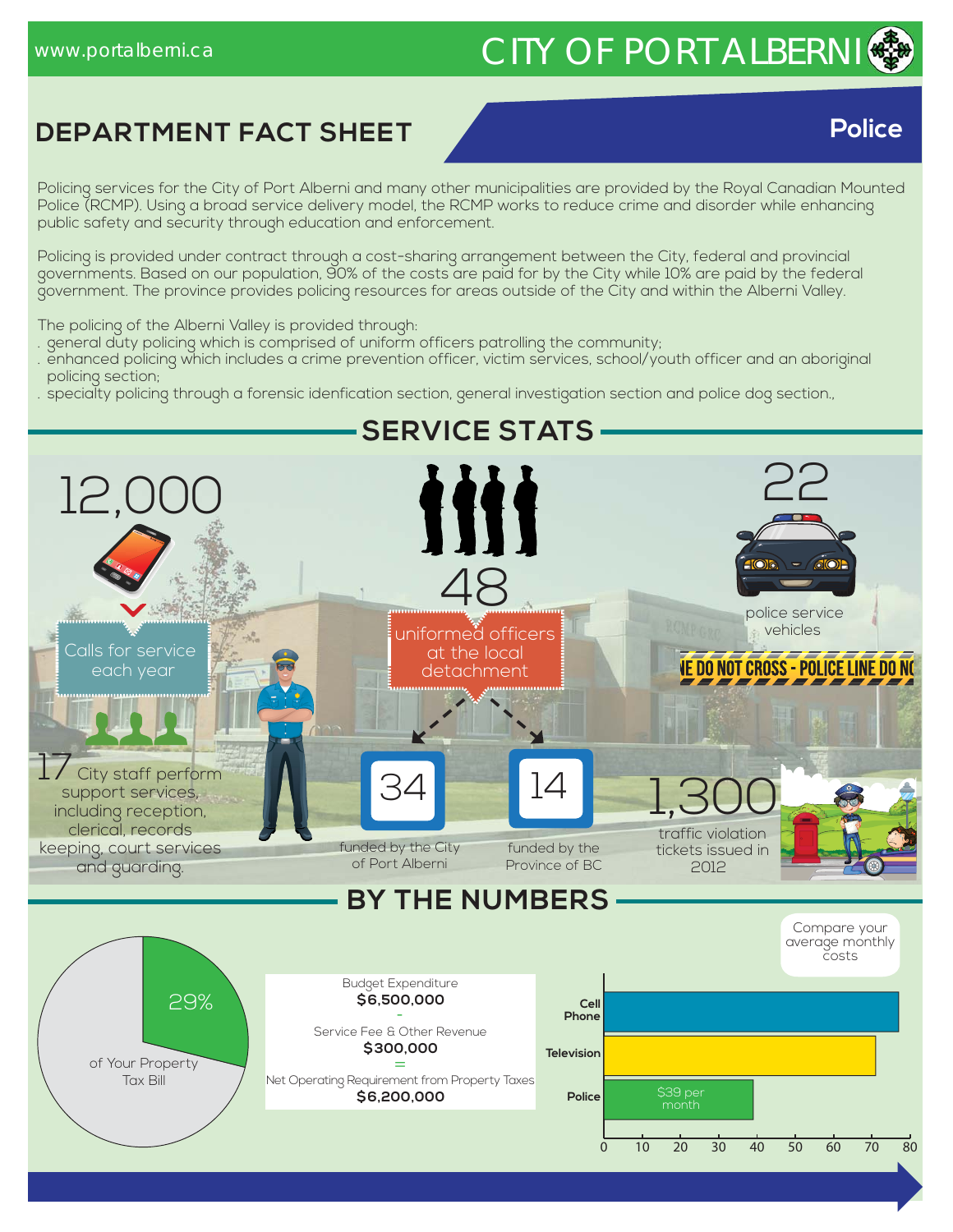www.portalberni.ca

# CITY OF PORT ALBERNI

## DEPARTMENT FACT SHEET

## Police

Policing services for the City of Port Alberni and many other municipalities are provided by the Royal Canadian Mounted Police (RCMP). Using a broad service delivery model, the RCMP works to reduce crime and disorder while enhancing public safety and security through education and enforcement.

Policing is provided under contract through a cost-sharing arrangement between the City, federal and provincial governments. Based on our population, 90% of the costs are paid for by the City while 10% are paid by the federal government. The province provides policing resources for areas outside of the City and within the Alberni Valley.

The policing of the Alberni Valley is provided through:

- general duty policing which is comprised of uniform officers patrolling the community;
- enhanced policing which includes a crime prevention officer, victim services, school/youth officer and an aboriginal policing section;
- specialty policing through a forensic idenfication section, general investigation section and police dog section.,

## SERVICE STATS

**12,000** Calls for service each year

**48** uniformed officers at the local detachment

- **34** funded by the City of Port Alberni
- **14** funded by the Province of BC

**22** police service vehicles

**17** City staff perform support services, including reception, clerical, records keeping, court services and guarding.

**1,300** traffic violation tickets issued in 2012

## BY THE NUMBERS

**29%** of Your Property Tax Bill

| |
|---|
| Budget Expenditure **$6,500,000** |
| - |
| Service Fee & Other Revenue **$300,000** |
| = |
| Net Operating Requirement from Property Taxes **$6,200,000** |

Compare your average monthly costs

| | Monthly cost |
|---|---|
| Cell Phone | ~77 |
| Television | ~71 |
| Police | $39 per month |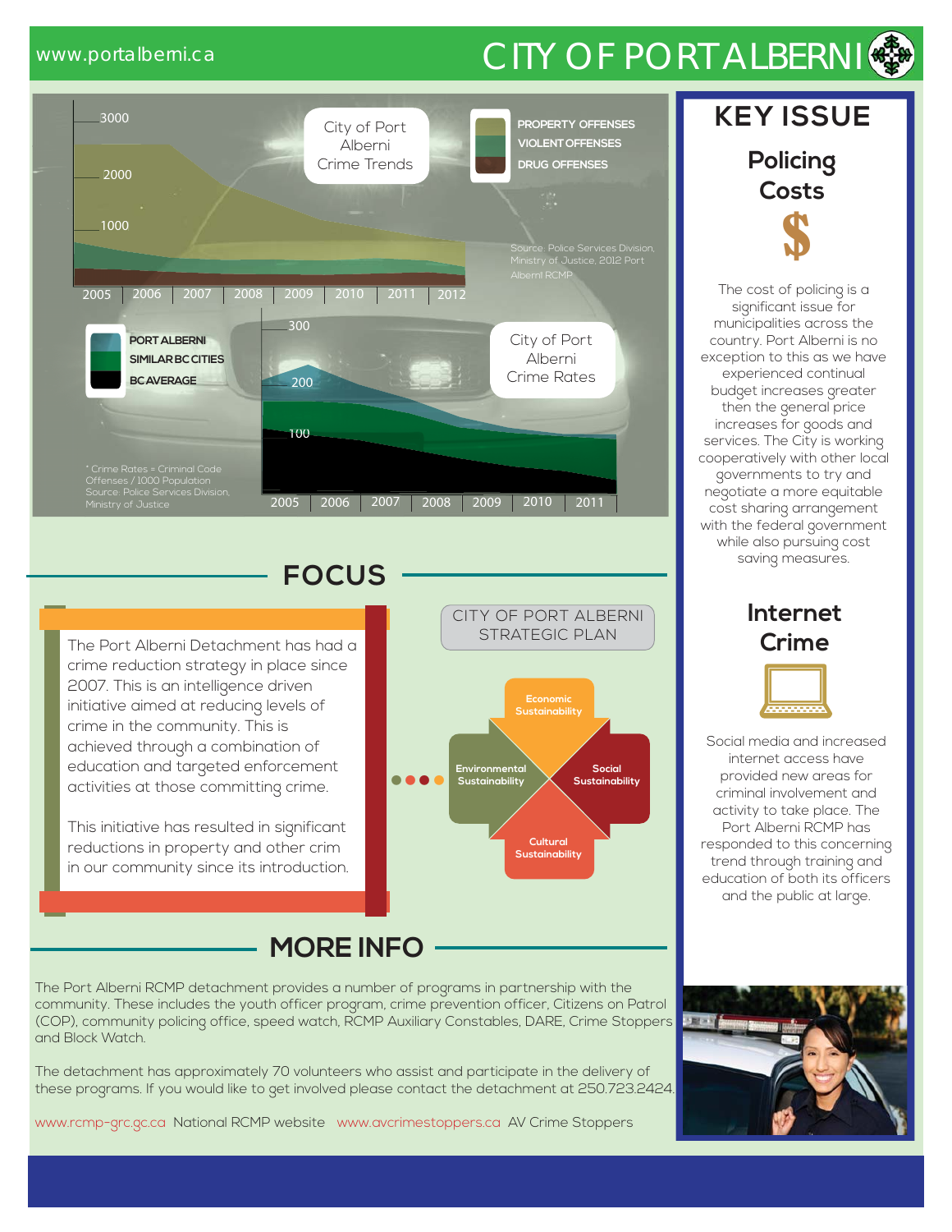www.portalberni.ca

# CITY OF PORT ALBERNI

City of Port Alberni Crime Trends

3000
2000
1000

2005 2006 2007 2008 2009 2010 2011 2012

PROPERTY OFFENSES
VIOLENT OFFENSES
DRUG OFFENSES

Source: Police Services Division, Ministry of Justice, 2012 Port Alberni RCMP

City of Port Alberni Crime Rates

300
200
100

2005 2006 2007 2008 2009 2010 2011

PORT ALBERNI
SIMILAR BC CITIES
BC AVERAGE

* Crime Rates = Criminal Code Offenses / 1000 Population
Source: Police Services Division, Ministry of Justice

## FOCUS

The Port Alberni Detachment has had a crime reduction strategy in place since 2007. This is an intelligence driven initiative aimed at reducing levels of crime in the community. This is achieved through a combination of education and targeted enforcement activities at those committing crime.

This initiative has resulted in significant reductions in property and other crim in our community since its introduction.

CITY OF PORT ALBERNI STRATEGIC PLAN

Economic Sustainability
Environmental Sustainability
Social Sustainability
Cultural Sustainability

## MORE INFO

The Port Alberni RCMP detachment provides a number of programs in partnership with the community. These includes the youth officer program, crime prevention officer, Citizens on Patrol (COP), community policing office, speed watch, RCMP Auxiliary Constables, DARE, Crime Stoppers and Block Watch.

The detachment has approximately 70 volunteers who assist and participate in the delivery of these programs. If you would like to get involved please contact the detachment at 250.723.2424.

www.rcmp-grc.gc.ca National RCMP website www.avcrimestoppers.ca AV Crime Stoppers

## KEY ISSUE

### Policing Costs

The cost of policing is a significant issue for municipalities across the country. Port Alberni is no exception to this as we have experienced continual budget increases greater then the general price increases for goods and services. The City is working cooperatively with other local governments to try and negotiate a more equitable cost sharing arrangement with the federal government while also pursuing cost saving measures.

### Internet Crime

Social media and increased internet access have provided new areas for criminal involvement and activity to take place. The Port Alberni RCMP has responded to this concerning trend through training and education of both its officers and the public at large.